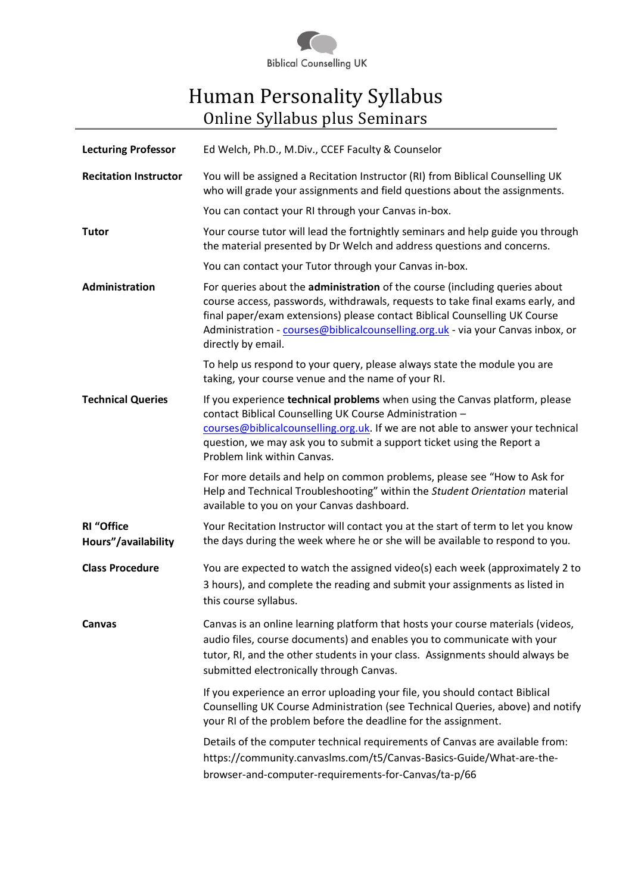Biblical Counselling UK

# Human Personality Syllabus

## Online Syllabus plus Seminars

**Lecturing Professor**

Ed Welch, Ph.D., M.Div., CCEF Faculty & Counselor

**Recitation Instructor**

You will be assigned a Recitation Instructor (RI) from Biblical Counselling UK who will grade your assignments and field questions about the assignments.

You can contact your RI through your Canvas in-box.

**Tutor**

Your course tutor will lead the fortnightly seminars and help guide you through the material presented by Dr Welch and address questions and concerns.

You can contact your Tutor through your Canvas in-box.

**Administration**

For queries about the **administration** of the course (including queries about course access, passwords, withdrawals, requests to take final exams early, and final paper/exam extensions) please contact Biblical Counselling UK Course Administration - courses@biblicalcounselling.org.uk - via your Canvas inbox, or directly by email.

To help us respond to your query, please always state the module you are taking, your course venue and the name of your RI.

**Technical Queries**

If you experience **technical problems** when using the Canvas platform, please contact Biblical Counselling UK Course Administration – courses@biblicalcounselling.org.uk. If we are not able to answer your technical question, we may ask you to submit a support ticket using the Report a Problem link within Canvas.

For more details and help on common problems, please see "How to Ask for Help and Technical Troubleshooting" within the *Student Orientation* material available to you on your Canvas dashboard.

**RI "Office Hours"/availability**

Your Recitation Instructor will contact you at the start of term to let you know the days during the week where he or she will be available to respond to you.

**Class Procedure**

You are expected to watch the assigned video(s) each week (approximately 2 to 3 hours), and complete the reading and submit your assignments as listed in this course syllabus.

**Canvas**

Canvas is an online learning platform that hosts your course materials (videos, audio files, course documents) and enables you to communicate with your tutor, RI, and the other students in your class. Assignments should always be submitted electronically through Canvas.

If you experience an error uploading your file, you should contact Biblical Counselling UK Course Administration (see Technical Queries, above) and notify your RI of the problem before the deadline for the assignment.

Details of the computer technical requirements of Canvas are available from: https://community.canvaslms.com/t5/Canvas-Basics-Guide/What-are-the-browser-and-computer-requirements-for-Canvas/ta-p/66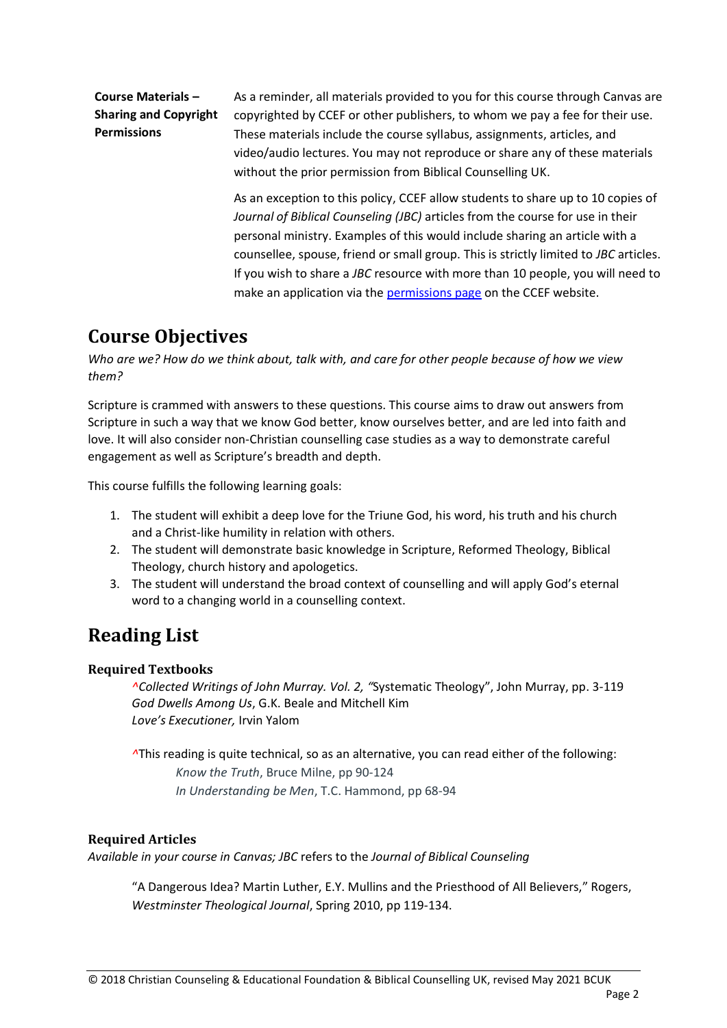| | |
|---|---|
| **Course Materials – Sharing and Copyright Permissions** | As a reminder, all materials provided to you for this course through Canvas are copyrighted by CCEF or other publishers, to whom we pay a fee for their use. These materials include the course syllabus, assignments, articles, and video/audio lectures. You may not reproduce or share any of these materials without the prior permission from Biblical Counselling UK.<br><br>As an exception to this policy, CCEF allow students to share up to 10 copies of *Journal of Biblical Counseling (JBC)* articles from the course for use in their personal ministry. Examples of this would include sharing an article with a counsellee, spouse, friend or small group. This is strictly limited to *JBC* articles. If you wish to share a *JBC* resource with more than 10 people, you will need to make an application via the permissions page on the CCEF website. |

## Course Objectives

*Who are we? How do we think about, talk with, and care for other people because of how we view them?*

Scripture is crammed with answers to these questions. This course aims to draw out answers from Scripture in such a way that we know God better, know ourselves better, and are led into faith and love. It will also consider non-Christian counselling case studies as a way to demonstrate careful engagement as well as Scripture's breadth and depth.

This course fulfills the following learning goals:

1. The student will exhibit a deep love for the Triune God, his word, his truth and his church and a Christ-like humility in relation with others.
2. The student will demonstrate basic knowledge in Scripture, Reformed Theology, Biblical Theology, church history and apologetics.
3. The student will understand the broad context of counselling and will apply God's eternal word to a changing world in a counselling context.

## Reading List

### Required Textbooks

^*Collected Writings of John Murray. Vol. 2, "*Systematic Theology", John Murray, pp. 3-119
*God Dwells Among Us*, G.K. Beale and Mitchell Kim
*Love's Executioner,* Irvin Yalom

^This reading is quite technical, so as an alternative, you can read either of the following:
*Know the Truth*, Bruce Milne, pp 90-124
*In Understanding be Men*, T.C. Hammond, pp 68-94

### Required Articles

*Available in your course in Canvas; JBC* refers to the *Journal of Biblical Counseling*

"A Dangerous Idea? Martin Luther, E.Y. Mullins and the Priesthood of All Believers," Rogers, *Westminster Theological Journal*, Spring 2010, pp 119-134.

© 2018 Christian Counseling & Educational Foundation & Biblical Counselling UK, revised May 2021 BCUK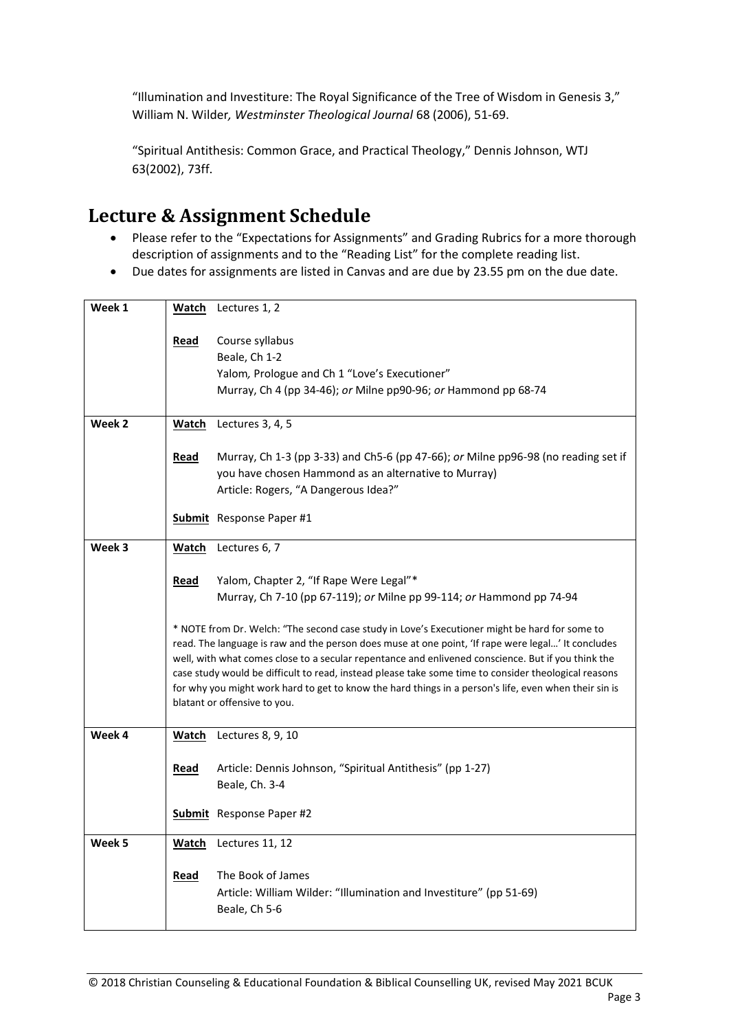"Illumination and Investiture: The Royal Significance of the Tree of Wisdom in Genesis 3," William N. Wilder*, Westminster Theological Journal* 68 (2006), 51-69.

"Spiritual Antithesis: Common Grace, and Practical Theology," Dennis Johnson, WTJ 63(2002), 73ff.

## Lecture & Assignment Schedule

- Please refer to the "Expectations for Assignments" and Grading Rubrics for a more thorough description of assignments and to the "Reading List" for the complete reading list.
- Due dates for assignments are listed in Canvas and are due by 23.55 pm on the due date.

| Week | | |
|---|---|---|
| **Week 1** | **Watch** | Lectures 1, 2 |
| | **Read** | Course syllabus<br>Beale, Ch 1-2<br>Yalom*,* Prologue and Ch 1 "Love's Executioner"<br>Murray, Ch 4 (pp 34-46); *or* Milne pp90-96; *or* Hammond pp 68-74 |
| **Week 2** | **Watch** | Lectures 3, 4, 5 |
| | **Read** | Murray, Ch 1-3 (pp 3-33) and Ch5-6 (pp 47-66); *or* Milne pp96-98 (no reading set if you have chosen Hammond as an alternative to Murray)<br>Article: Rogers, "A Dangerous Idea?" |
| | **Submit** | Response Paper #1 |
| **Week 3** | **Watch** | Lectures 6, 7 |
| | **Read** | Yalom, Chapter 2, "If Rape Were Legal"*<br>Murray, Ch 7-10 (pp 67-119); *or* Milne pp 99-114; *or* Hammond pp 74-94 |
| | | * NOTE from Dr. Welch: "The second case study in Love's Executioner might be hard for some to read. The language is raw and the person does muse at one point, 'If rape were legal…' It concludes well, with what comes close to a secular repentance and enlivened conscience. But if you think the case study would be difficult to read, instead please take some time to consider theological reasons for why you might work hard to get to know the hard things in a person's life, even when their sin is blatant or offensive to you. |
| **Week 4** | **Watch** | Lectures 8, 9, 10 |
| | **Read** | Article: Dennis Johnson, "Spiritual Antithesis" (pp 1-27)<br>Beale, Ch. 3-4 |
| | **Submit** | Response Paper #2 |
| **Week 5** | **Watch** | Lectures 11, 12 |
| | **Read** | The Book of James<br>Article: William Wilder: "Illumination and Investiture" (pp 51-69)<br>Beale, Ch 5-6 |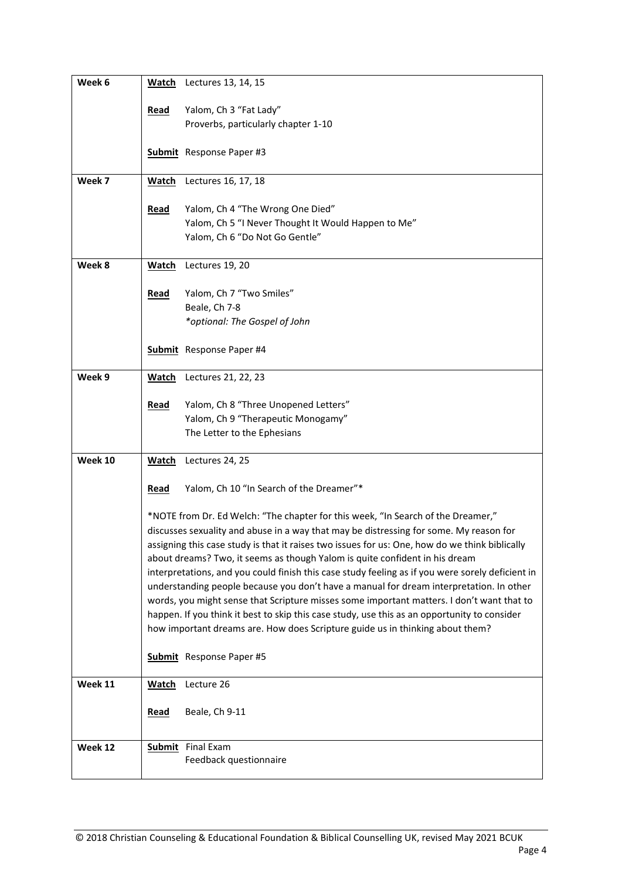| Week | Assignments |
|---|---|
| Week 6 | **Watch** Lectures 13, 14, 15<br><br>**Read** Yalom, Ch 3 "Fat Lady"<br>Proverbs, particularly chapter 1-10<br><br>**Submit** Response Paper #3 |
| Week 7 | **Watch** Lectures 16, 17, 18<br><br>**Read** Yalom, Ch 4 "The Wrong One Died"<br>Yalom, Ch 5 "I Never Thought It Would Happen to Me"<br>Yalom, Ch 6 "Do Not Go Gentle" |
| Week 8 | **Watch** Lectures 19, 20<br><br>**Read** Yalom, Ch 7 "Two Smiles"<br>Beale, Ch 7-8<br>*\*optional: The Gospel of John*<br><br>**Submit** Response Paper #4 |
| Week 9 | **Watch** Lectures 21, 22, 23<br><br>**Read** Yalom, Ch 8 "Three Unopened Letters"<br>Yalom, Ch 9 "Therapeutic Monogamy"<br>The Letter to the Ephesians |
| Week 10 | **Watch** Lectures 24, 25<br><br>**Read** Yalom, Ch 10 "In Search of the Dreamer"*<br><br>*NOTE from Dr. Ed Welch: "The chapter for this week, "In Search of the Dreamer," discusses sexuality and abuse in a way that may be distressing for some. My reason for assigning this case study is that it raises two issues for us: One, how do we think biblically about dreams? Two, it seems as though Yalom is quite confident in his dream interpretations, and you could finish this case study feeling as if you were sorely deficient in understanding people because you don't have a manual for dream interpretation. In other words, you might sense that Scripture misses some important matters. I don't want that to happen. If you think it best to skip this case study, use this as an opportunity to consider how important dreams are. How does Scripture guide us in thinking about them?<br><br>**Submit** Response Paper #5 |
| Week 11 | **Watch** Lecture 26<br><br>**Read** Beale, Ch 9-11 |
| Week 12 | **Submit** Final Exam<br>Feedback questionnaire |

© 2018 Christian Counseling & Educational Foundation & Biblical Counselling UK, revised May 2021 BCUK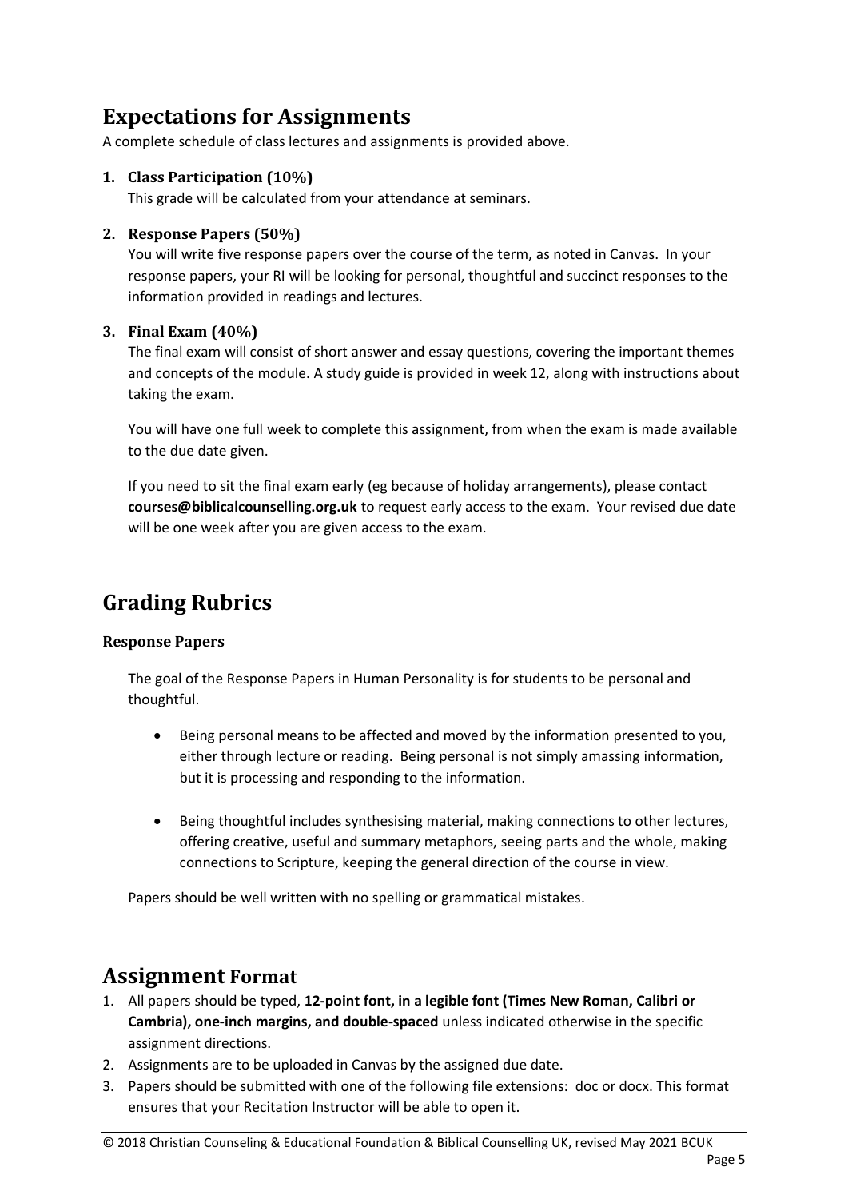## Expectations for Assignments

A complete schedule of class lectures and assignments is provided above.

1. **Class Participation (10%)**
   This grade will be calculated from your attendance at seminars.

2. **Response Papers (50%)**
   You will write five response papers over the course of the term, as noted in Canvas. In your response papers, your RI will be looking for personal, thoughtful and succinct responses to the information provided in readings and lectures.

3. **Final Exam (40%)**
   The final exam will consist of short answer and essay questions, covering the important themes and concepts of the module. A study guide is provided in week 12, along with instructions about taking the exam.

   You will have one full week to complete this assignment, from when the exam is made available to the due date given.

   If you need to sit the final exam early (eg because of holiday arrangements), please contact **courses@biblicalcounselling.org.uk** to request early access to the exam. Your revised due date will be one week after you are given access to the exam.

## Grading Rubrics

### Response Papers

The goal of the Response Papers in Human Personality is for students to be personal and thoughtful.

- Being personal means to be affected and moved by the information presented to you, either through lecture or reading. Being personal is not simply amassing information, but it is processing and responding to the information.
- Being thoughtful includes synthesising material, making connections to other lectures, offering creative, useful and summary metaphors, seeing parts and the whole, making connections to Scripture, keeping the general direction of the course in view.

Papers should be well written with no spelling or grammatical mistakes.

## Assignment Format

1. All papers should be typed, **12-point font, in a legible font (Times New Roman, Calibri or Cambria), one-inch margins, and double-spaced** unless indicated otherwise in the specific assignment directions.
2. Assignments are to be uploaded in Canvas by the assigned due date.
3. Papers should be submitted with one of the following file extensions: doc or docx. This format ensures that your Recitation Instructor will be able to open it.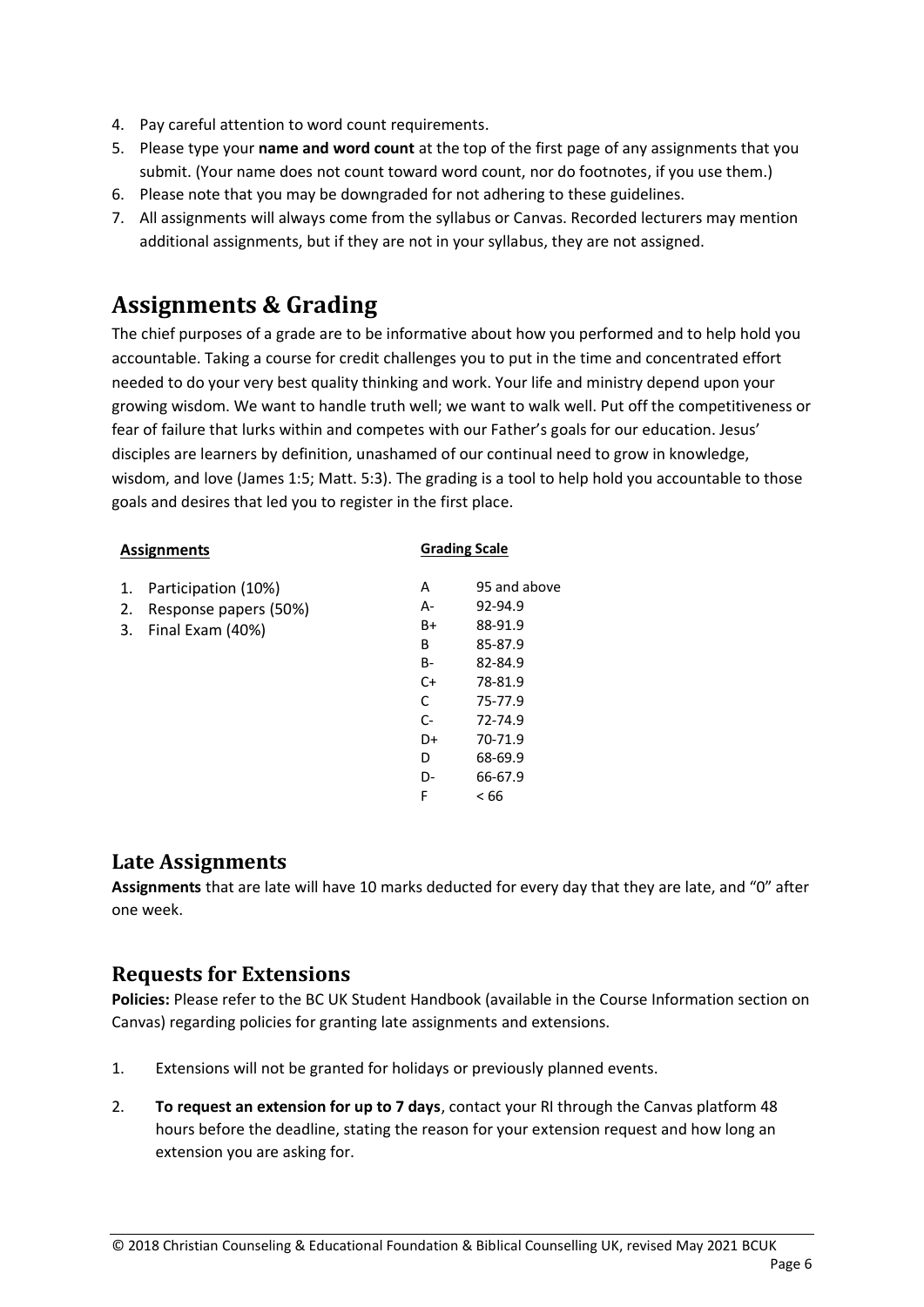4. Pay careful attention to word count requirements.
5. Please type your **name and word count** at the top of the first page of any assignments that you submit. (Your name does not count toward word count, nor do footnotes, if you use them.)
6. Please note that you may be downgraded for not adhering to these guidelines.
7. All assignments will always come from the syllabus or Canvas. Recorded lecturers may mention additional assignments, but if they are not in your syllabus, they are not assigned.

# Assignments & Grading

The chief purposes of a grade are to be informative about how you performed and to help hold you accountable. Taking a course for credit challenges you to put in the time and concentrated effort needed to do your very best quality thinking and work. Your life and ministry depend upon your growing wisdom. We want to handle truth well; we want to walk well. Put off the competitiveness or fear of failure that lurks within and competes with our Father's goals for our education. Jesus' disciples are learners by definition, unashamed of our continual need to grow in knowledge, wisdom, and love (James 1:5; Matt. 5:3). The grading is a tool to help hold you accountable to those goals and desires that led you to register in the first place.

**Assignments**

1. Participation (10%)
2. Response papers (50%)
3. Final Exam (40%)

**Grading Scale**

| Grade | Score |
|---|---|
| A | 95 and above |
| A- | 92-94.9 |
| B+ | 88-91.9 |
| B | 85-87.9 |
| B- | 82-84.9 |
| C+ | 78-81.9 |
| C | 75-77.9 |
| C- | 72-74.9 |
| D+ | 70-71.9 |
| D | 68-69.9 |
| D- | 66-67.9 |
| F | < 66 |

## Late Assignments

**Assignments** that are late will have 10 marks deducted for every day that they are late, and "0" after one week.

## Requests for Extensions

**Policies:** Please refer to the BC UK Student Handbook (available in the Course Information section on Canvas) regarding policies for granting late assignments and extensions.

1. Extensions will not be granted for holidays or previously planned events.
2. **To request an extension for up to 7 days**, contact your RI through the Canvas platform 48 hours before the deadline, stating the reason for your extension request and how long an extension you are asking for.

© 2018 Christian Counseling & Educational Foundation & Biblical Counselling UK, revised May 2021 BCUK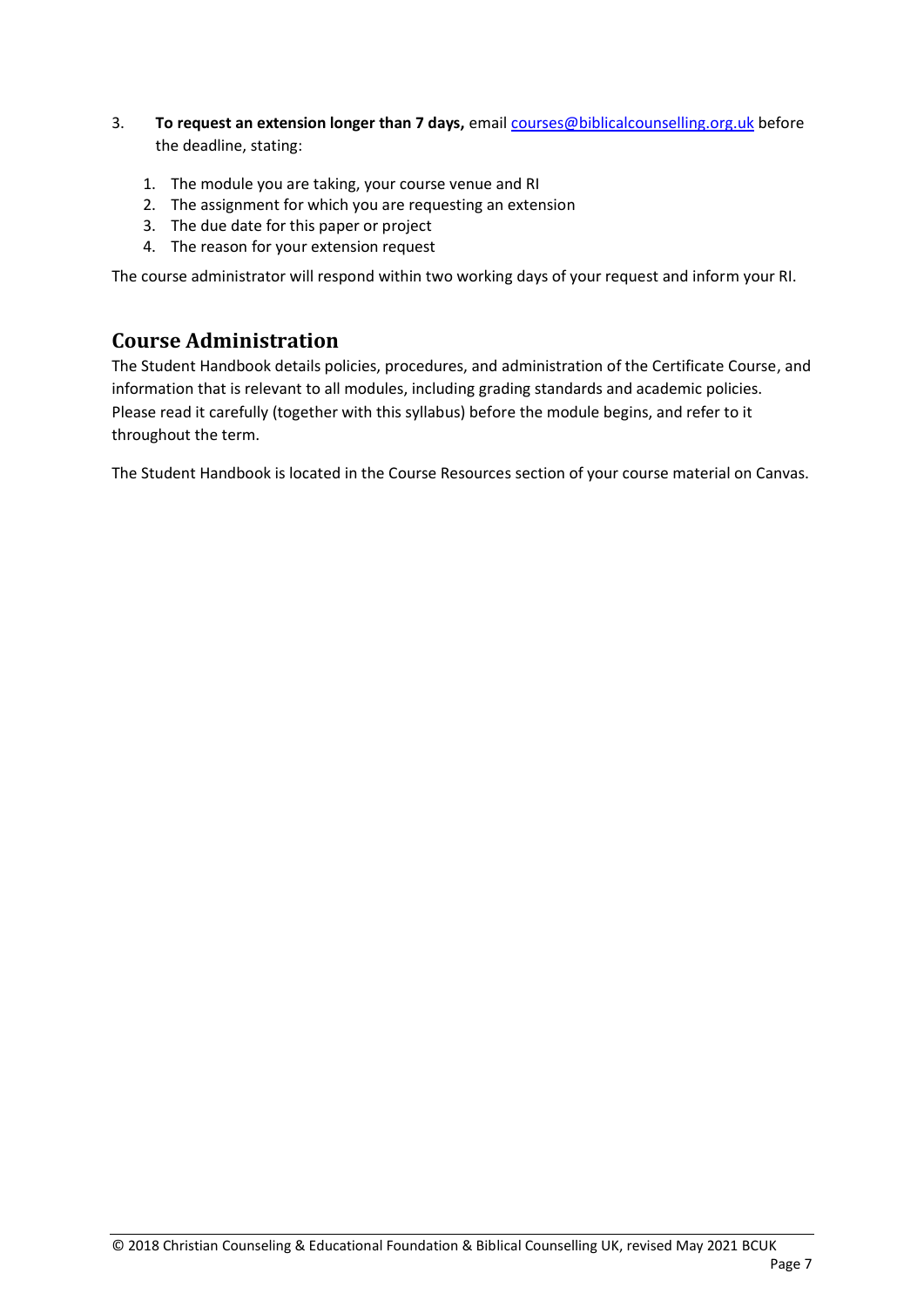3. **To request an extension longer than 7 days,** email courses@biblicalcounselling.org.uk before the deadline, stating:

    1. The module you are taking, your course venue and RI
    2. The assignment for which you are requesting an extension
    3. The due date for this paper or project
    4. The reason for your extension request

The course administrator will respond within two working days of your request and inform your RI.

## Course Administration

The Student Handbook details policies, procedures, and administration of the Certificate Course, and information that is relevant to all modules, including grading standards and academic policies. Please read it carefully (together with this syllabus) before the module begins, and refer to it throughout the term.

The Student Handbook is located in the Course Resources section of your course material on Canvas.